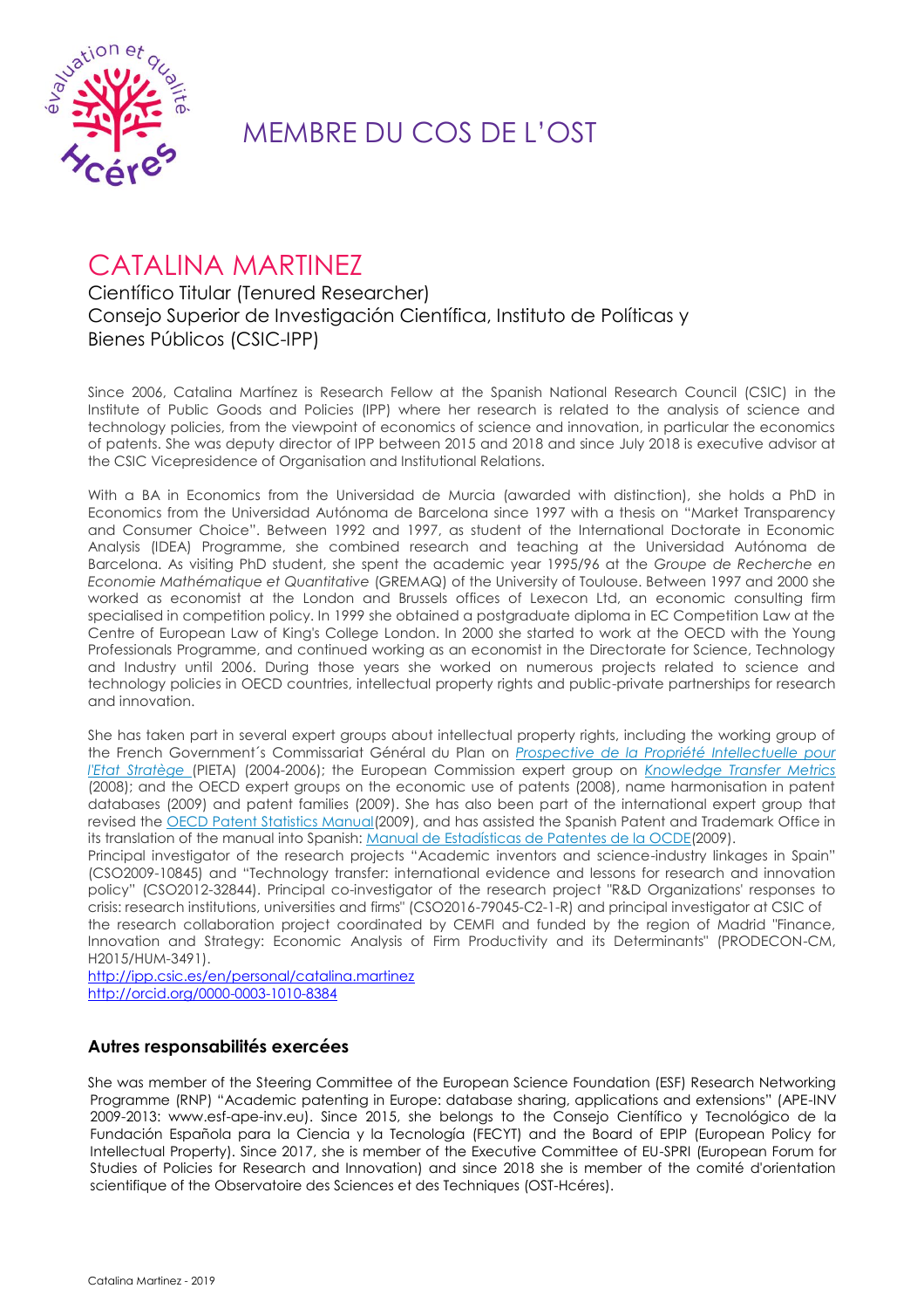#### MEMBRE DU COS DE L'OST

# CATALINA MARTINEZ

Científico Titular (Tenured Researcher)
Consejo Superior de Investigación Científica, Instituto de Políticas y Bienes Públicos (CSIC-IPP)

Since 2006, Catalina Martínez is Research Fellow at the Spanish National Research Council (CSIC) in the Institute of Public Goods and Policies (IPP) where her research is related to the analysis of science and technology policies, from the viewpoint of economics of science and innovation, in particular the economics of patents. She was deputy director of IPP between 2015 and 2018 and since July 2018 is executive advisor at the CSIC Vicepresidence of Organisation and Institutional Relations.

With a BA in Economics from the Universidad de Murcia (awarded with distinction), she holds a PhD in Economics from the Universidad Autónoma de Barcelona since 1997 with a thesis on "Market Transparency and Consumer Choice". Between 1992 and 1997, as student of the International Doctorate in Economic Analysis (IDEA) Programme, she combined research and teaching at the Universidad Autónoma de Barcelona. As visiting PhD student, she spent the academic year 1995/96 at the *Groupe de Recherche en Economie Mathématique et Quantitative* (GREMAQ) of the University of Toulouse. Between 1997 and 2000 she worked as economist at the London and Brussels offices of Lexecon Ltd, an economic consulting firm specialised in competition policy. In 1999 she obtained a postgraduate diploma in EC Competition Law at the Centre of European Law of King's College London. In 2000 she started to work at the OECD with the Young Professionals Programme, and continued working as an economist in the Directorate for Science, Technology and Industry until 2006. During those years she worked on numerous projects related to science and technology policies in OECD countries, intellectual property rights and public-private partnerships for research and innovation.

She has taken part in several expert groups about intellectual property rights, including the working group of the French Government´s Commissariat Général du Plan on *Prospective de la Propriété Intellectuelle pour l'Etat Stratège* (PIETA) (2004-2006); the European Commission expert group on *Knowledge Transfer Metrics* (2008); and the OECD expert groups on the economic use of patents (2008), name harmonisation in patent databases (2009) and patent families (2009). She has also been part of the international expert group that revised the OECD Patent Statistics Manual(2009), and has assisted the Spanish Patent and Trademark Office in its translation of the manual into Spanish: Manual de Estadísticas de Patentes de la OCDE(2009).
Principal investigator of the research projects "Academic inventors and science-industry linkages in Spain" (CSO2009-10845) and "Technology transfer: international evidence and lessons for research and innovation policy" (CSO2012-32844). Principal co-investigator of the research project "R&D Organizations' responses to crisis: research institutions, universities and firms" (CSO2016-79045-C2-1-R) and principal investigator at CSIC of the research collaboration project coordinated by CEMFI and funded by the region of Madrid "Finance, Innovation and Strategy: Economic Analysis of Firm Productivity and its Determinants" (PRODECON-CM, H2015/HUM-3491).
http://ipp.csic.es/en/personal/catalina.martinez
http://orcid.org/0000-0003-1010-8384

### Autres responsabilités exercées

She was member of the Steering Committee of the European Science Foundation (ESF) Research Networking Programme (RNP) "Academic patenting in Europe: database sharing, applications and extensions" (APE-INV 2009-2013: www.esf-ape-inv.eu). Since 2015, she belongs to the Consejo Científico y Tecnológico de la Fundación Española para la Ciencia y la Tecnología (FECYT) and the Board of EPIP (European Policy for Intellectual Property). Since 2017, she is member of the Executive Committee of EU-SPRI (European Forum for Studies of Policies for Research and Innovation) and since 2018 she is member of the comité d'orientation scientifique of the Observatoire des Sciences et des Techniques (OST-Hcéres).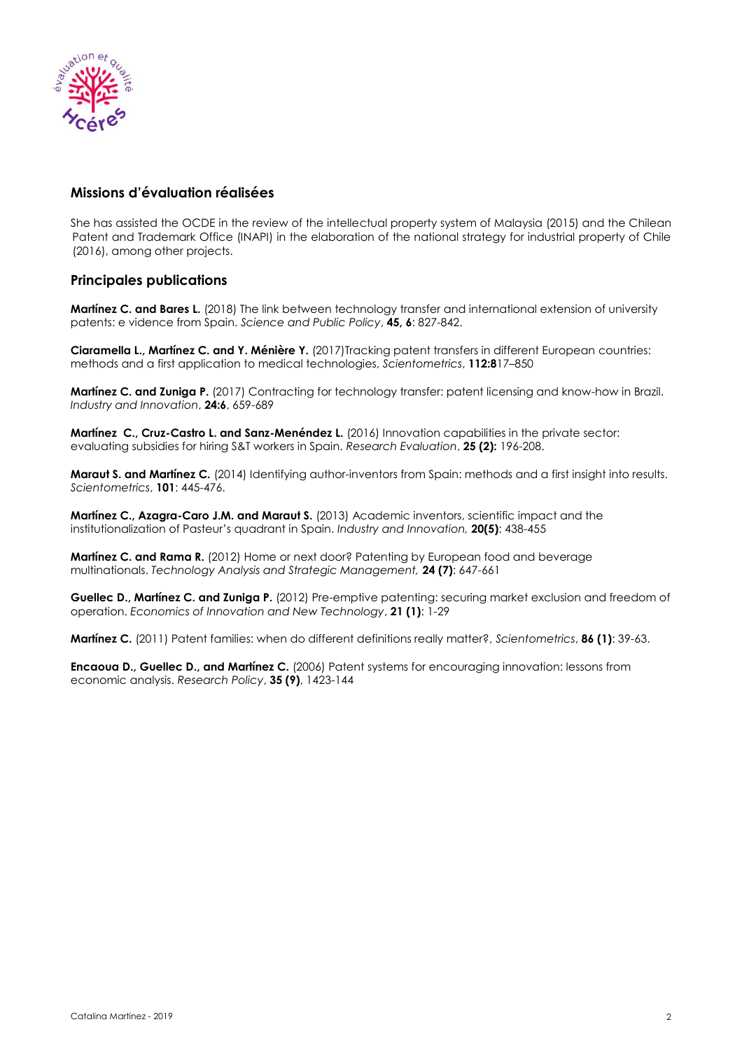## Missions d'évaluation réalisées

She has assisted the OCDE in the review of the intellectual property system of Malaysia (2015) and the Chilean Patent and Trademark Office (INAPI) in the elaboration of the national strategy for industrial property of Chile (2016), among other projects.

## Principales publications

**Martínez C. and Bares L.** (2018) The link between technology transfer and international extension of university patents: e vidence from Spain. *Science and Public Policy*, **45, 6**: 827-842.

**Ciaramella L., Martínez C. and Y. Ménière Y.** (2017)Tracking patent transfers in different European countries: methods and a first application to medical technologies, *Scientometrics*, **112:8**17–850

**Martínez C. and Zuniga P.** (2017) Contracting for technology transfer: patent licensing and know-how in Brazil. *Industry and Innovation*, **24:6**, 659-689

**Martínez C., Cruz-Castro L. and Sanz-Menéndez L.** (2016) Innovation capabilities in the private sector: evaluating subsidies for hiring S&T workers in Spain. *Research Evaluation*, **25 (2):** 196-208.

**Maraut S. and Martínez C.** (2014) Identifying author-inventors from Spain: methods and a first insight into results. *Scientometrics*, **101**: 445-476.

**Martínez C., Azagra-Caro J.M. and Maraut S.** (2013) Academic inventors, scientific impact and the institutionalization of Pasteur's quadrant in Spain. *Industry and Innovation,* **20(5)**: 438-455

**Martínez C. and Rama R.** (2012) Home or next door? Patenting by European food and beverage multinationals. *Technology Analysis and Strategic Management,* **24 (7)**: 647-661

**Guellec D., Martínez C. and Zuniga P.** (2012) Pre-emptive patenting: securing market exclusion and freedom of operation. *Economics of Innovation and New Technology*, **21 (1)**: 1-29

**Martínez C.** (2011) Patent families: when do different definitions really matter?, *Scientometrics*, **86 (1)**: 39-63.

**Encaoua D., Guellec D., and Martínez C.** (2006) Patent systems for encouraging innovation: lessons from economic analysis. *Research Policy*, **35 (9)**, 1423-144